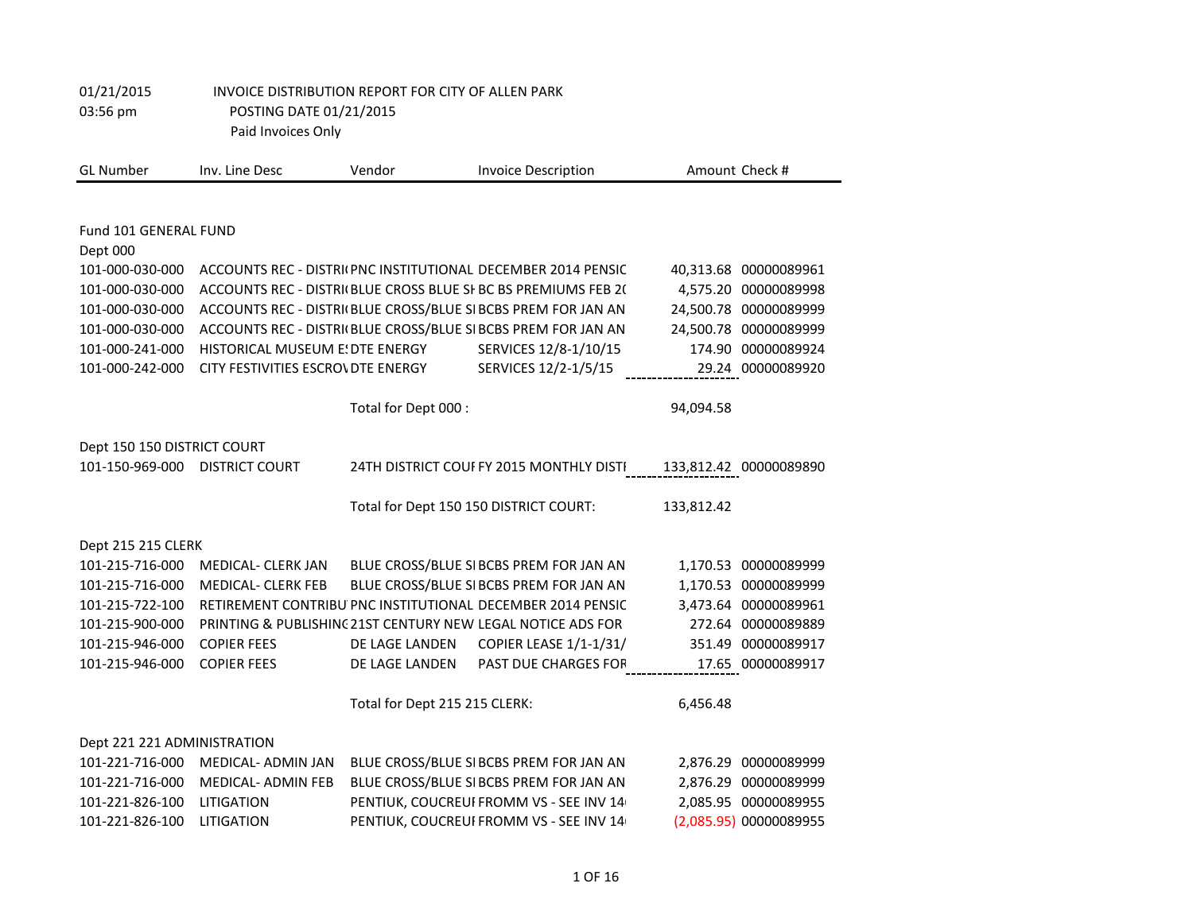01/21/2015 INVOICE DISTRIBUTION REPORT FOR CITY OF ALLEN PARK
03:56 pm POSTING DATE 01/21/2015
Paid Invoices Only

| GL Number | Inv. Line Desc | Vendor | Invoice Description | Amount | Check # |
|---|---|---|---|---|---|
| **Fund 101 GENERAL FUND** | | | | | |
| **Dept 000** | | | | | |
| 101-000-030-000 | ACCOUNTS REC - DISTRI( | PNC INSTITUTIONAL | DECEMBER 2014 PENSIC | 40,313.68 | 00000089961 |
| 101-000-030-000 | ACCOUNTS REC - DISTRI( | BLUE CROSS BLUE SH | BC BS PREMIUMS FEB 2( | 4,575.20 | 00000089998 |
| 101-000-030-000 | ACCOUNTS REC - DISTRI( | BLUE CROSS/BLUE SI | BCBS PREM FOR JAN AN | 24,500.78 | 00000089999 |
| 101-000-030-000 | ACCOUNTS REC - DISTRI( | BLUE CROSS/BLUE SI | BCBS PREM FOR JAN AN | 24,500.78 | 00000089999 |
| 101-000-241-000 | HISTORICAL MUSEUM E: | DTE ENERGY | SERVICES 12/8-1/10/15 | 174.90 | 00000089924 |
| 101-000-242-000 | CITY FESTIVITIES ESCROV | DTE ENERGY | SERVICES 12/2-1/5/15 | 29.24 | 00000089920 |
| | | Total for Dept 000 : | | 94,094.58 | |
| **Dept 150 150 DISTRICT COURT** | | | | | |
| 101-150-969-000 | DISTRICT COURT | 24TH DISTRICT COUI | FY 2015 MONTHLY DISTI | 133,812.42 | 00000089890 |
| | | Total for Dept 150 150 DISTRICT COURT: | | 133,812.42 | |
| **Dept 215 215 CLERK** | | | | | |
| 101-215-716-000 | MEDICAL- CLERK JAN | BLUE CROSS/BLUE SI | BCBS PREM FOR JAN AN | 1,170.53 | 00000089999 |
| 101-215-716-000 | MEDICAL- CLERK FEB | BLUE CROSS/BLUE SI | BCBS PREM FOR JAN AN | 1,170.53 | 00000089999 |
| 101-215-722-100 | RETIREMENT CONTRIBU | PNC INSTITUTIONAL | DECEMBER 2014 PENSIC | 3,473.64 | 00000089961 |
| 101-215-900-000 | PRINTING & PUBLISHINC | 21ST CENTURY NEW | LEGAL NOTICE ADS FOR | 272.64 | 00000089889 |
| 101-215-946-000 | COPIER FEES | DE LAGE LANDEN | COPIER LEASE 1/1-1/31/ | 351.49 | 00000089917 |
| 101-215-946-000 | COPIER FEES | DE LAGE LANDEN | PAST DUE CHARGES FOR | 17.65 | 00000089917 |
| | | Total for Dept 215 215 CLERK: | | 6,456.48 | |
| **Dept 221 221 ADMINISTRATION** | | | | | |
| 101-221-716-000 | MEDICAL- ADMIN JAN | BLUE CROSS/BLUE SI | BCBS PREM FOR JAN AN | 2,876.29 | 00000089999 |
| 101-221-716-000 | MEDICAL- ADMIN FEB | BLUE CROSS/BLUE SI | BCBS PREM FOR JAN AN | 2,876.29 | 00000089999 |
| 101-221-826-100 | LITIGATION | PENTIUK, COUCREUI | FROMM VS - SEE INV 14( | 2,085.95 | 00000089955 |
| 101-221-826-100 | LITIGATION | PENTIUK, COUCREUI | FROMM VS - SEE INV 14( | (2,085.95) | 00000089955 |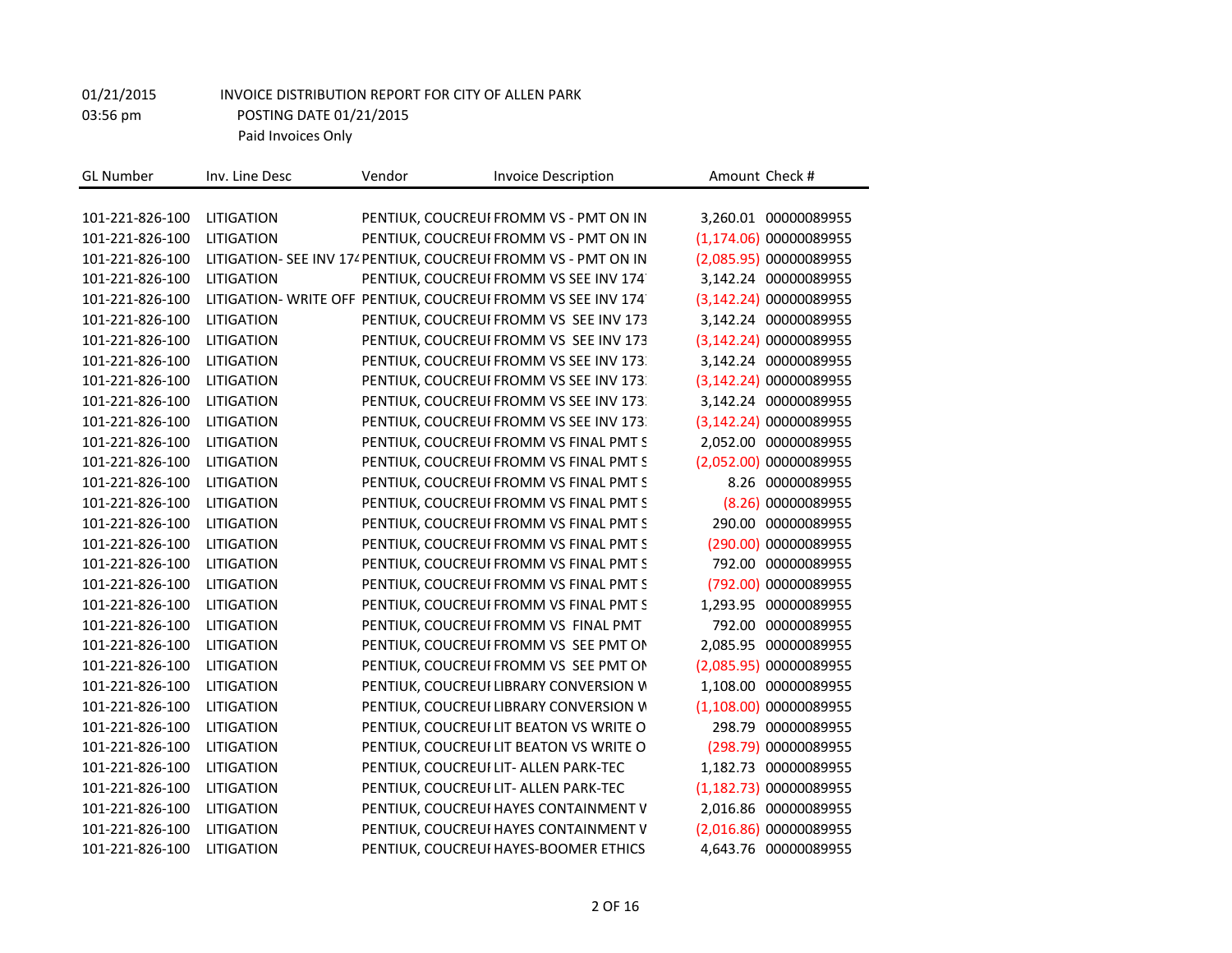01/21/2015 INVOICE DISTRIBUTION REPORT FOR CITY OF ALLEN PARK
03:56 pm POSTING DATE 01/21/2015
Paid Invoices Only

| GL Number | Inv. Line Desc | Vendor | Invoice Description | Amount | Check # |
|---|---|---|---|---|---|
| 101-221-826-100 | LITIGATION | PENTIUK, COUCREUI | FROMM VS - PMT ON IN | 3,260.01 | 00000089955 |
| 101-221-826-100 | LITIGATION | PENTIUK, COUCREUI | FROMM VS - PMT ON IN | (1,174.06) | 00000089955 |
| 101-221-826-100 | LITIGATION- SEE INV 174 | PENTIUK, COUCREUI | FROMM VS - PMT ON IN | (2,085.95) | 00000089955 |
| 101-221-826-100 | LITIGATION | PENTIUK, COUCREUI | FROMM VS SEE INV 174 | 3,142.24 | 00000089955 |
| 101-221-826-100 | LITIGATION- WRITE OFF | PENTIUK, COUCREUI | FROMM VS SEE INV 174 | (3,142.24) | 00000089955 |
| 101-221-826-100 | LITIGATION | PENTIUK, COUCREUI | FROMM VS SEE INV 173 | 3,142.24 | 00000089955 |
| 101-221-826-100 | LITIGATION | PENTIUK, COUCREUI | FROMM VS SEE INV 173 | (3,142.24) | 00000089955 |
| 101-221-826-100 | LITIGATION | PENTIUK, COUCREUI | FROMM VS SEE INV 173 | 3,142.24 | 00000089955 |
| 101-221-826-100 | LITIGATION | PENTIUK, COUCREUI | FROMM VS SEE INV 173 | (3,142.24) | 00000089955 |
| 101-221-826-100 | LITIGATION | PENTIUK, COUCREUI | FROMM VS SEE INV 173 | 3,142.24 | 00000089955 |
| 101-221-826-100 | LITIGATION | PENTIUK, COUCREUI | FROMM VS SEE INV 173 | (3,142.24) | 00000089955 |
| 101-221-826-100 | LITIGATION | PENTIUK, COUCREUI | FROMM VS FINAL PMT S | 2,052.00 | 00000089955 |
| 101-221-826-100 | LITIGATION | PENTIUK, COUCREUI | FROMM VS FINAL PMT S | (2,052.00) | 00000089955 |
| 101-221-826-100 | LITIGATION | PENTIUK, COUCREUI | FROMM VS FINAL PMT S | 8.26 | 00000089955 |
| 101-221-826-100 | LITIGATION | PENTIUK, COUCREUI | FROMM VS FINAL PMT S | (8.26) | 00000089955 |
| 101-221-826-100 | LITIGATION | PENTIUK, COUCREUI | FROMM VS FINAL PMT S | 290.00 | 00000089955 |
| 101-221-826-100 | LITIGATION | PENTIUK, COUCREUI | FROMM VS FINAL PMT S | (290.00) | 00000089955 |
| 101-221-826-100 | LITIGATION | PENTIUK, COUCREUI | FROMM VS FINAL PMT S | 792.00 | 00000089955 |
| 101-221-826-100 | LITIGATION | PENTIUK, COUCREUI | FROMM VS FINAL PMT S | (792.00) | 00000089955 |
| 101-221-826-100 | LITIGATION | PENTIUK, COUCREUI | FROMM VS FINAL PMT S | 1,293.95 | 00000089955 |
| 101-221-826-100 | LITIGATION | PENTIUK, COUCREUI | FROMM VS FINAL PMT | 792.00 | 00000089955 |
| 101-221-826-100 | LITIGATION | PENTIUK, COUCREUI | FROMM VS SEE PMT ON | 2,085.95 | 00000089955 |
| 101-221-826-100 | LITIGATION | PENTIUK, COUCREUI | FROMM VS SEE PMT ON | (2,085.95) | 00000089955 |
| 101-221-826-100 | LITIGATION | PENTIUK, COUCREUI | LIBRARY CONVERSION W | 1,108.00 | 00000089955 |
| 101-221-826-100 | LITIGATION | PENTIUK, COUCREUI | LIBRARY CONVERSION W | (1,108.00) | 00000089955 |
| 101-221-826-100 | LITIGATION | PENTIUK, COUCREUI | LIT BEATON VS WRITE O | 298.79 | 00000089955 |
| 101-221-826-100 | LITIGATION | PENTIUK, COUCREUI | LIT BEATON VS WRITE O | (298.79) | 00000089955 |
| 101-221-826-100 | LITIGATION | PENTIUK, COUCREUI | LIT- ALLEN PARK-TEC | 1,182.73 | 00000089955 |
| 101-221-826-100 | LITIGATION | PENTIUK, COUCREUI | LIT- ALLEN PARK-TEC | (1,182.73) | 00000089955 |
| 101-221-826-100 | LITIGATION | PENTIUK, COUCREUI | HAYES CONTAINMENT V | 2,016.86 | 00000089955 |
| 101-221-826-100 | LITIGATION | PENTIUK, COUCREUI | HAYES CONTAINMENT V | (2,016.86) | 00000089955 |
| 101-221-826-100 | LITIGATION | PENTIUK, COUCREUI | HAYES-BOOMER ETHICS | 4,643.76 | 00000089955 |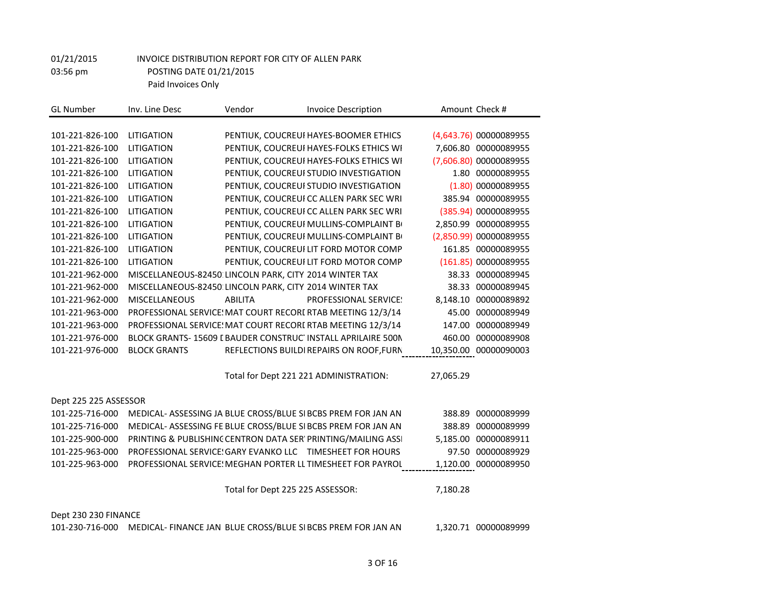01/21/2015
03:56 pm

INVOICE DISTRIBUTION REPORT FOR CITY OF ALLEN PARK
POSTING DATE 01/21/2015
Paid Invoices Only

| GL Number | Inv. Line Desc | Vendor | Invoice Description | Amount | Check # |
|---|---|---|---|---|---|
| 101-221-826-100 | LITIGATION | PENTIUK, COUCREUI | HAYES-BOOMER ETHICS | (4,643.76) | 00000089955 |
| 101-221-826-100 | LITIGATION | PENTIUK, COUCREUI | HAYES-FOLKS ETHICS WI | 7,606.80 | 00000089955 |
| 101-221-826-100 | LITIGATION | PENTIUK, COUCREUI | HAYES-FOLKS ETHICS WI | (7,606.80) | 00000089955 |
| 101-221-826-100 | LITIGATION | PENTIUK, COUCREUI | STUDIO INVESTIGATION | 1.80 | 00000089955 |
| 101-221-826-100 | LITIGATION | PENTIUK, COUCREUI | STUDIO INVESTIGATION | (1.80) | 00000089955 |
| 101-221-826-100 | LITIGATION | PENTIUK, COUCREUI | CC ALLEN PARK SEC WRI | 385.94 | 00000089955 |
| 101-221-826-100 | LITIGATION | PENTIUK, COUCREUI | CC ALLEN PARK SEC WRI | (385.94) | 00000089955 |
| 101-221-826-100 | LITIGATION | PENTIUK, COUCREUI | MULLINS-COMPLAINT B | 2,850.99 | 00000089955 |
| 101-221-826-100 | LITIGATION | PENTIUK, COUCREUI | MULLINS-COMPLAINT B | (2,850.99) | 00000089955 |
| 101-221-826-100 | LITIGATION | PENTIUK, COUCREUI | LIT FORD MOTOR COMP | 161.85 | 00000089955 |
| 101-221-826-100 | LITIGATION | PENTIUK, COUCREUI | LIT FORD MOTOR COMP | (161.85) | 00000089955 |
| 101-221-962-000 | MISCELLANEOUS-82450 | LINCOLN PARK, CITY | 2014 WINTER TAX | 38.33 | 00000089945 |
| 101-221-962-000 | MISCELLANEOUS-82450 | LINCOLN PARK, CITY | 2014 WINTER TAX | 38.33 | 00000089945 |
| 101-221-962-000 | MISCELLANEOUS | ABILITA | PROFESSIONAL SERVICE! | 8,148.10 | 00000089892 |
| 101-221-963-000 | PROFESSIONAL SERVICE! | MAT COURT RECORI | RTAB MEETING 12/3/14 | 45.00 | 00000089949 |
| 101-221-963-000 | PROFESSIONAL SERVICE! | MAT COURT RECORI | RTAB MEETING 12/3/14 | 147.00 | 00000089949 |
| 101-221-976-000 | BLOCK GRANTS- 15609 I | BAUDER CONSTRUC | INSTALL APRILAIRE 500N | 460.00 | 00000089908 |
| 101-221-976-000 | BLOCK GRANTS | REFLECTIONS BUILDI | REPAIRS ON ROOF,FURN | 10,350.00 | 00000090003 |
| | | Total for Dept 221 221 ADMINISTRATION: | | 27,065.29 | |
| Dept 225 225 ASSESSOR | | | | | |
| 101-225-716-000 | MEDICAL- ASSESSING JA | BLUE CROSS/BLUE SI | BCBS PREM FOR JAN AN | 388.89 | 00000089999 |
| 101-225-716-000 | MEDICAL- ASSESSING FE | BLUE CROSS/BLUE SI | BCBS PREM FOR JAN AN | 388.89 | 00000089999 |
| 101-225-900-000 | PRINTING & PUBLISHING | CENTRON DATA SER | PRINTING/MAILING ASSI | 5,185.00 | 00000089911 |
| 101-225-963-000 | PROFESSIONAL SERVICE! | GARY EVANKO LLC | TIMESHEET FOR HOURS | 97.50 | 00000089929 |
| 101-225-963-000 | PROFESSIONAL SERVICE! | MEGHAN PORTER LL | TIMESHEET FOR PAYROL | 1,120.00 | 00000089950 |
| | | Total for Dept 225 225 ASSESSOR: | | 7,180.28 | |
| Dept 230 230 FINANCE | | | | | |
| 101-230-716-000 | MEDICAL- FINANCE JAN | BLUE CROSS/BLUE SI | BCBS PREM FOR JAN AN | 1,320.71 | 00000089999 |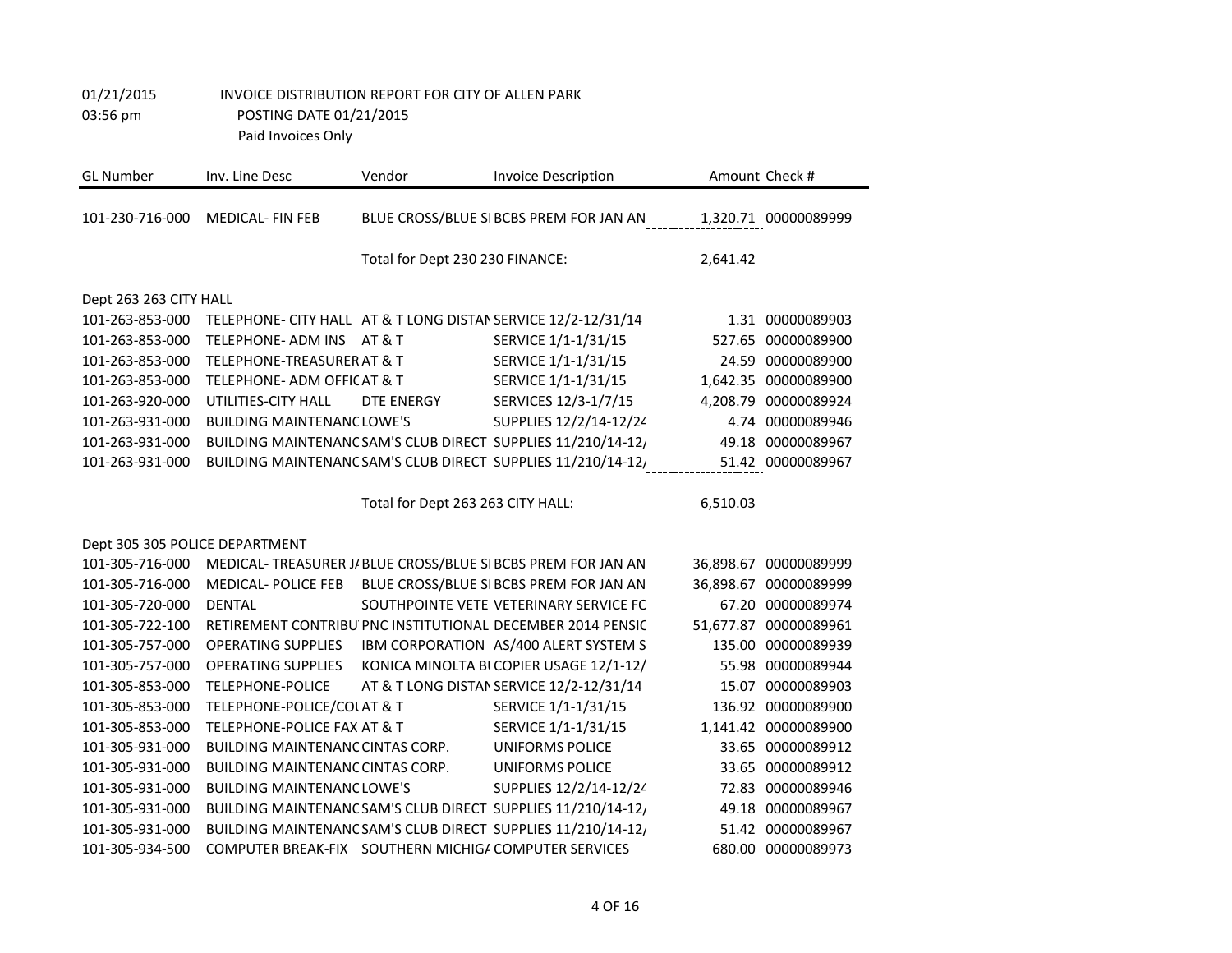01/21/2015 INVOICE DISTRIBUTION REPORT FOR CITY OF ALLEN PARK
03:56 pm POSTING DATE 01/21/2015
Paid Invoices Only

| GL Number | Inv. Line Desc | Vendor | Invoice Description | Amount | Check # |
|---|---|---|---|---|---|
| 101-230-716-000 | MEDICAL- FIN FEB | BLUE CROSS/BLUE SI | BCBS PREM FOR JAN AN | 1,320.71 | 00000089999 |
| | | Total for Dept 230 230 FINANCE: | | 2,641.42 | |
| Dept 263 263 CITY HALL | | | | | |
| 101-263-853-000 | TELEPHONE- CITY HALL | AT & T LONG DISTAN | SERVICE 12/2-12/31/14 | 1.31 | 00000089903 |
| 101-263-853-000 | TELEPHONE- ADM INS | AT & T | SERVICE 1/1-1/31/15 | 527.65 | 00000089900 |
| 101-263-853-000 | TELEPHONE-TREASURER | AT & T | SERVICE 1/1-1/31/15 | 24.59 | 00000089900 |
| 101-263-853-000 | TELEPHONE- ADM OFFIC | AT & T | SERVICE 1/1-1/31/15 | 1,642.35 | 00000089900 |
| 101-263-920-000 | UTILITIES-CITY HALL | DTE ENERGY | SERVICES 12/3-1/7/15 | 4,208.79 | 00000089924 |
| 101-263-931-000 | BUILDING MAINTENANC | LOWE'S | SUPPLIES 12/2/14-12/24 | 4.74 | 00000089946 |
| 101-263-931-000 | BUILDING MAINTENANC | SAM'S CLUB DIRECT | SUPPLIES 11/210/14-12/ | 49.18 | 00000089967 |
| 101-263-931-000 | BUILDING MAINTENANC | SAM'S CLUB DIRECT | SUPPLIES 11/210/14-12/ | 51.42 | 00000089967 |
| | | Total for Dept 263 263 CITY HALL: | | 6,510.03 | |
| Dept 305 305 POLICE DEPARTMENT | | | | | |
| 101-305-716-000 | MEDICAL- TREASURER J/ | BLUE CROSS/BLUE SI | BCBS PREM FOR JAN AN | 36,898.67 | 00000089999 |
| 101-305-716-000 | MEDICAL- POLICE FEB | BLUE CROSS/BLUE SI | BCBS PREM FOR JAN AN | 36,898.67 | 00000089999 |
| 101-305-720-000 | DENTAL | SOUTHPOINTE VETEI | VETERINARY SERVICE FC | 67.20 | 00000089974 |
| 101-305-722-100 | RETIREMENT CONTRIBU | PNC INSTITUTIONAL | DECEMBER 2014 PENSIC | 51,677.87 | 00000089961 |
| 101-305-757-000 | OPERATING SUPPLIES | IBM CORPORATION | AS/400 ALERT SYSTEM S | 135.00 | 00000089939 |
| 101-305-757-000 | OPERATING SUPPLIES | KONICA MINOLTA BI | COPIER USAGE 12/1-12/ | 55.98 | 00000089944 |
| 101-305-853-000 | TELEPHONE-POLICE | AT & T LONG DISTAN | SERVICE 12/2-12/31/14 | 15.07 | 00000089903 |
| 101-305-853-000 | TELEPHONE-POLICE/COI | AT & T | SERVICE 1/1-1/31/15 | 136.92 | 00000089900 |
| 101-305-853-000 | TELEPHONE-POLICE FAX | AT & T | SERVICE 1/1-1/31/15 | 1,141.42 | 00000089900 |
| 101-305-931-000 | BUILDING MAINTENANC | CINTAS CORP. | UNIFORMS POLICE | 33.65 | 00000089912 |
| 101-305-931-000 | BUILDING MAINTENANC | CINTAS CORP. | UNIFORMS POLICE | 33.65 | 00000089912 |
| 101-305-931-000 | BUILDING MAINTENANC | LOWE'S | SUPPLIES 12/2/14-12/24 | 72.83 | 00000089946 |
| 101-305-931-000 | BUILDING MAINTENANC | SAM'S CLUB DIRECT | SUPPLIES 11/210/14-12/ | 49.18 | 00000089967 |
| 101-305-931-000 | BUILDING MAINTENANC | SAM'S CLUB DIRECT | SUPPLIES 11/210/14-12/ | 51.42 | 00000089967 |
| 101-305-934-500 | COMPUTER BREAK-FIX | SOUTHERN MICHIG/ | COMPUTER SERVICES | 680.00 | 00000089973 |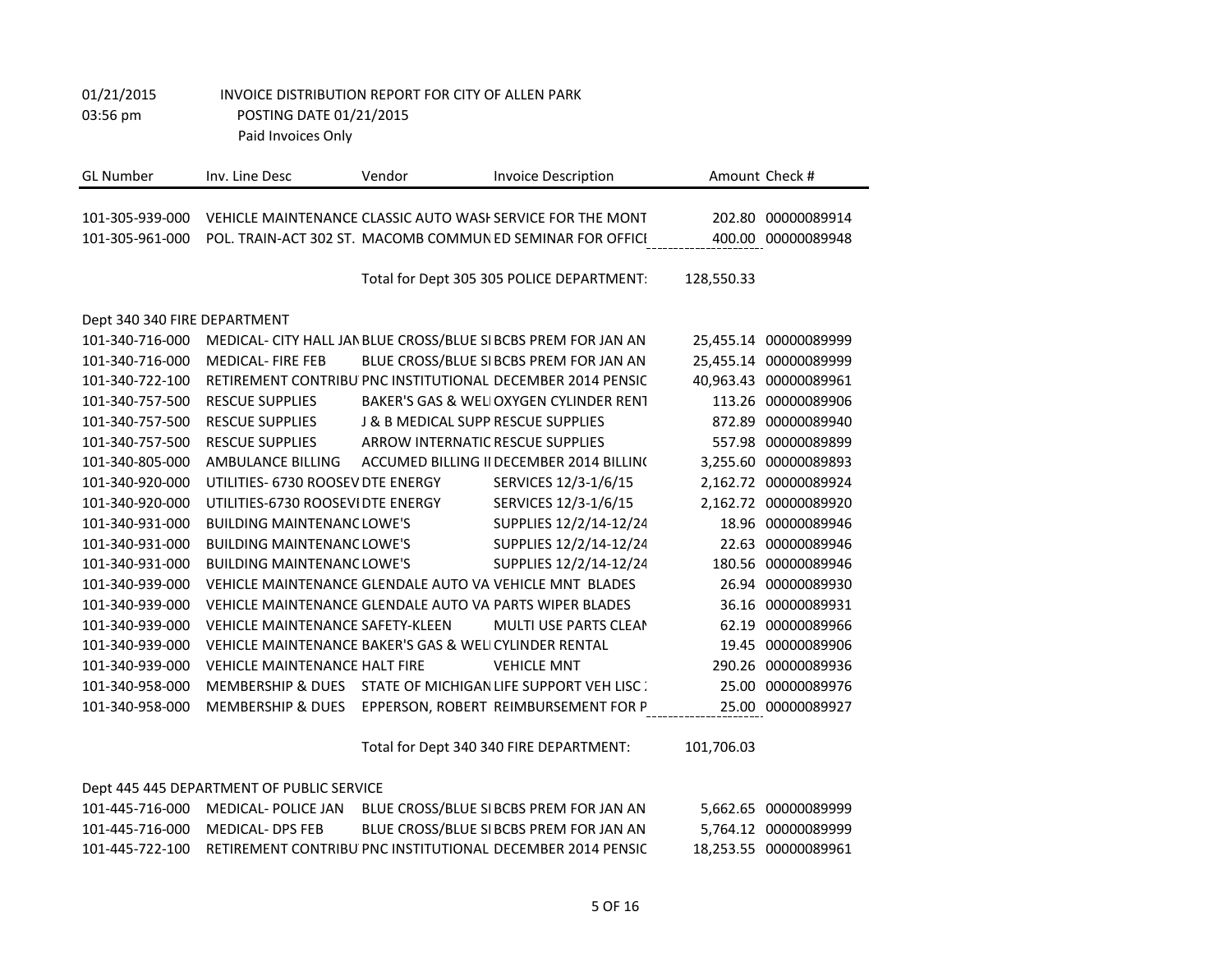01/21/2015 INVOICE DISTRIBUTION REPORT FOR CITY OF ALLEN PARK
03:56 pm POSTING DATE 01/21/2015
Paid Invoices Only

| GL Number | Inv. Line Desc | Vendor | Invoice Description | Amount | Check # |
|---|---|---|---|---|---|
| 101-305-939-000 | VEHICLE MAINTENANCE | CLASSIC AUTO WASH | SERVICE FOR THE MONT | 202.80 | 00000089914 |
| 101-305-961-000 | POL. TRAIN-ACT 302 ST. | MACOMB COMMUN | ED SEMINAR FOR OFFICI | 400.00 | 00000089948 |
| | | | Total for Dept 305 305 POLICE DEPARTMENT: | 128,550.33 | |
| Dept 340 340 FIRE DEPARTMENT | | | | | |
| 101-340-716-000 | MEDICAL- CITY HALL JAN | BLUE CROSS/BLUE SI | BCBS PREM FOR JAN AN | 25,455.14 | 00000089999 |
| 101-340-716-000 | MEDICAL- FIRE FEB | BLUE CROSS/BLUE SI | BCBS PREM FOR JAN AN | 25,455.14 | 00000089999 |
| 101-340-722-100 | RETIREMENT CONTRIBU | PNC INSTITUTIONAL | DECEMBER 2014 PENSIC | 40,963.43 | 00000089961 |
| 101-340-757-500 | RESCUE SUPPLIES | BAKER'S GAS & WELI | OXYGEN CYLINDER RENT | 113.26 | 00000089906 |
| 101-340-757-500 | RESCUE SUPPLIES | J & B MEDICAL SUPP | RESCUE SUPPLIES | 872.89 | 00000089940 |
| 101-340-757-500 | RESCUE SUPPLIES | ARROW INTERNATIC | RESCUE SUPPLIES | 557.98 | 00000089899 |
| 101-340-805-000 | AMBULANCE BILLING | ACCUMED BILLING II | DECEMBER 2014 BILLIN( | 3,255.60 | 00000089893 |
| 101-340-920-000 | UTILITIES- 6730 ROOSEV | DTE ENERGY | SERVICES 12/3-1/6/15 | 2,162.72 | 00000089924 |
| 101-340-920-000 | UTILITIES-6730 ROOSEVI | DTE ENERGY | SERVICES 12/3-1/6/15 | 2,162.72 | 00000089920 |
| 101-340-931-000 | BUILDING MAINTENANC | LOWE'S | SUPPLIES 12/2/14-12/24 | 18.96 | 00000089946 |
| 101-340-931-000 | BUILDING MAINTENANC | LOWE'S | SUPPLIES 12/2/14-12/24 | 22.63 | 00000089946 |
| 101-340-931-000 | BUILDING MAINTENANC | LOWE'S | SUPPLIES 12/2/14-12/24 | 180.56 | 00000089946 |
| 101-340-939-000 | VEHICLE MAINTENANCE | GLENDALE AUTO VA | VEHICLE MNT BLADES | 26.94 | 00000089930 |
| 101-340-939-000 | VEHICLE MAINTENANCE | GLENDALE AUTO VA | PARTS WIPER BLADES | 36.16 | 00000089931 |
| 101-340-939-000 | VEHICLE MAINTENANCE | SAFETY-KLEEN | MULTI USE PARTS CLEAN | 62.19 | 00000089966 |
| 101-340-939-000 | VEHICLE MAINTENANCE | BAKER'S GAS & WELI | CYLINDER RENTAL | 19.45 | 00000089906 |
| 101-340-939-000 | VEHICLE MAINTENANCE | HALT FIRE | VEHICLE MNT | 290.26 | 00000089936 |
| 101-340-958-000 | MEMBERSHIP & DUES | STATE OF MICHIGAN | LIFE SUPPORT VEH LISC | 25.00 | 00000089976 |
| 101-340-958-000 | MEMBERSHIP & DUES | EPPERSON, ROBERT | REIMBURSEMENT FOR P | 25.00 | 00000089927 |
| | | | Total for Dept 340 340 FIRE DEPARTMENT: | 101,706.03 | |
| Dept 445 445 DEPARTMENT OF PUBLIC SERVICE | | | | | |
| 101-445-716-000 | MEDICAL- POLICE JAN | BLUE CROSS/BLUE SI | BCBS PREM FOR JAN AN | 5,662.65 | 00000089999 |
| 101-445-716-000 | MEDICAL- DPS FEB | BLUE CROSS/BLUE SI | BCBS PREM FOR JAN AN | 5,764.12 | 00000089999 |
| 101-445-722-100 | RETIREMENT CONTRIBU | PNC INSTITUTIONAL | DECEMBER 2014 PENSIC | 18,253.55 | 00000089961 |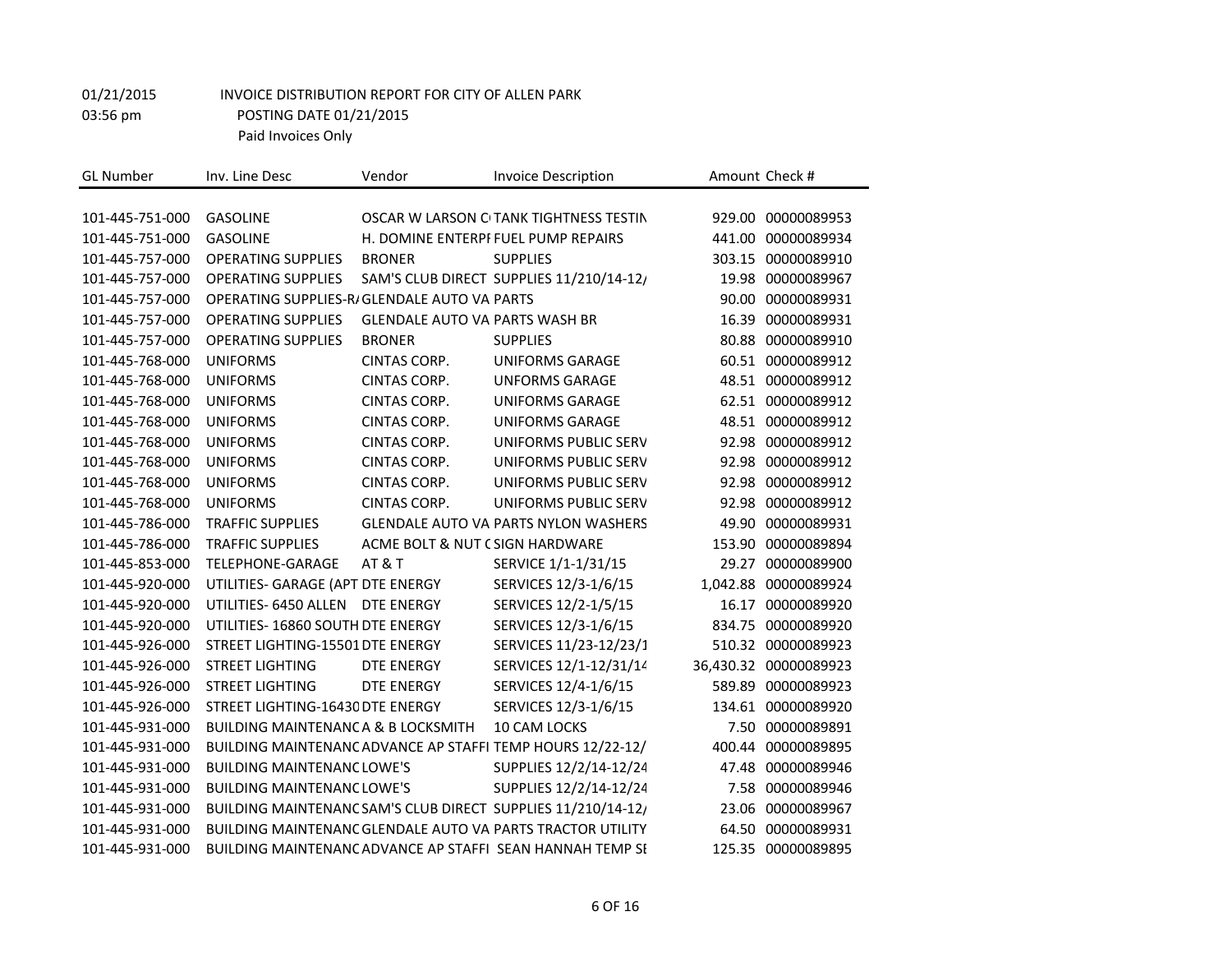01/21/2015 INVOICE DISTRIBUTION REPORT FOR CITY OF ALLEN PARK
03:56 pm POSTING DATE 01/21/2015
Paid Invoices Only

| GL Number | Inv. Line Desc | Vendor | Invoice Description | Amount | Check # |
|---|---|---|---|---|---|
| 101-445-751-000 | GASOLINE | OSCAR W LARSON C | TANK TIGHTNESS TESTIN | 929.00 | 00000089953 |
| 101-445-751-000 | GASOLINE | H. DOMINE ENTERPI | FUEL PUMP REPAIRS | 441.00 | 00000089934 |
| 101-445-757-000 | OPERATING SUPPLIES | BRONER | SUPPLIES | 303.15 | 00000089910 |
| 101-445-757-000 | OPERATING SUPPLIES | SAM'S CLUB DIRECT | SUPPLIES 11/210/14-12/ | 19.98 | 00000089967 |
| 101-445-757-000 | OPERATING SUPPLIES-R/ | GLENDALE AUTO VA | PARTS | 90.00 | 00000089931 |
| 101-445-757-000 | OPERATING SUPPLIES | GLENDALE AUTO VA | PARTS WASH BR | 16.39 | 00000089931 |
| 101-445-757-000 | OPERATING SUPPLIES | BRONER | SUPPLIES | 80.88 | 00000089910 |
| 101-445-768-000 | UNIFORMS | CINTAS CORP. | UNIFORMS GARAGE | 60.51 | 00000089912 |
| 101-445-768-000 | UNIFORMS | CINTAS CORP. | UNFORMS GARAGE | 48.51 | 00000089912 |
| 101-445-768-000 | UNIFORMS | CINTAS CORP. | UNIFORMS GARAGE | 62.51 | 00000089912 |
| 101-445-768-000 | UNIFORMS | CINTAS CORP. | UNIFORMS GARAGE | 48.51 | 00000089912 |
| 101-445-768-000 | UNIFORMS | CINTAS CORP. | UNIFORMS PUBLIC SERV | 92.98 | 00000089912 |
| 101-445-768-000 | UNIFORMS | CINTAS CORP. | UNIFORMS PUBLIC SERV | 92.98 | 00000089912 |
| 101-445-768-000 | UNIFORMS | CINTAS CORP. | UNIFORMS PUBLIC SERV | 92.98 | 00000089912 |
| 101-445-768-000 | UNIFORMS | CINTAS CORP. | UNIFORMS PUBLIC SERV | 92.98 | 00000089912 |
| 101-445-786-000 | TRAFFIC SUPPLIES | GLENDALE AUTO VA | PARTS NYLON WASHERS | 49.90 | 00000089931 |
| 101-445-786-000 | TRAFFIC SUPPLIES | ACME BOLT & NUT C | SIGN HARDWARE | 153.90 | 00000089894 |
| 101-445-853-000 | TELEPHONE-GARAGE | AT & T | SERVICE 1/1-1/31/15 | 29.27 | 00000089900 |
| 101-445-920-000 | UTILITIES- GARAGE (APT | DTE ENERGY | SERVICES 12/3-1/6/15 | 1,042.88 | 00000089924 |
| 101-445-920-000 | UTILITIES- 6450 ALLEN | DTE ENERGY | SERVICES 12/2-1/5/15 | 16.17 | 00000089920 |
| 101-445-920-000 | UTILITIES- 16860 SOUTH | DTE ENERGY | SERVICES 12/3-1/6/15 | 834.75 | 00000089920 |
| 101-445-926-000 | STREET LIGHTING-15501 | DTE ENERGY | SERVICES 11/23-12/23/1 | 510.32 | 00000089923 |
| 101-445-926-000 | STREET LIGHTING | DTE ENERGY | SERVICES 12/1-12/31/14 | 36,430.32 | 00000089923 |
| 101-445-926-000 | STREET LIGHTING | DTE ENERGY | SERVICES 12/4-1/6/15 | 589.89 | 00000089923 |
| 101-445-926-000 | STREET LIGHTING-16430 | DTE ENERGY | SERVICES 12/3-1/6/15 | 134.61 | 00000089920 |
| 101-445-931-000 | BUILDING MAINTENANC | A & B LOCKSMITH | 10 CAM LOCKS | 7.50 | 00000089891 |
| 101-445-931-000 | BUILDING MAINTENANC | ADVANCE AP STAFFI | TEMP HOURS 12/22-12/ | 400.44 | 00000089895 |
| 101-445-931-000 | BUILDING MAINTENANC | LOWE'S | SUPPLIES 12/2/14-12/24 | 47.48 | 00000089946 |
| 101-445-931-000 | BUILDING MAINTENANC | LOWE'S | SUPPLIES 12/2/14-12/24 | 7.58 | 00000089946 |
| 101-445-931-000 | BUILDING MAINTENANC | SAM'S CLUB DIRECT | SUPPLIES 11/210/14-12/ | 23.06 | 00000089967 |
| 101-445-931-000 | BUILDING MAINTENANC | GLENDALE AUTO VA | PARTS TRACTOR UTILITY | 64.50 | 00000089931 |
| 101-445-931-000 | BUILDING MAINTENANC | ADVANCE AP STAFFI | SEAN HANNAH TEMP SE | 125.35 | 00000089895 |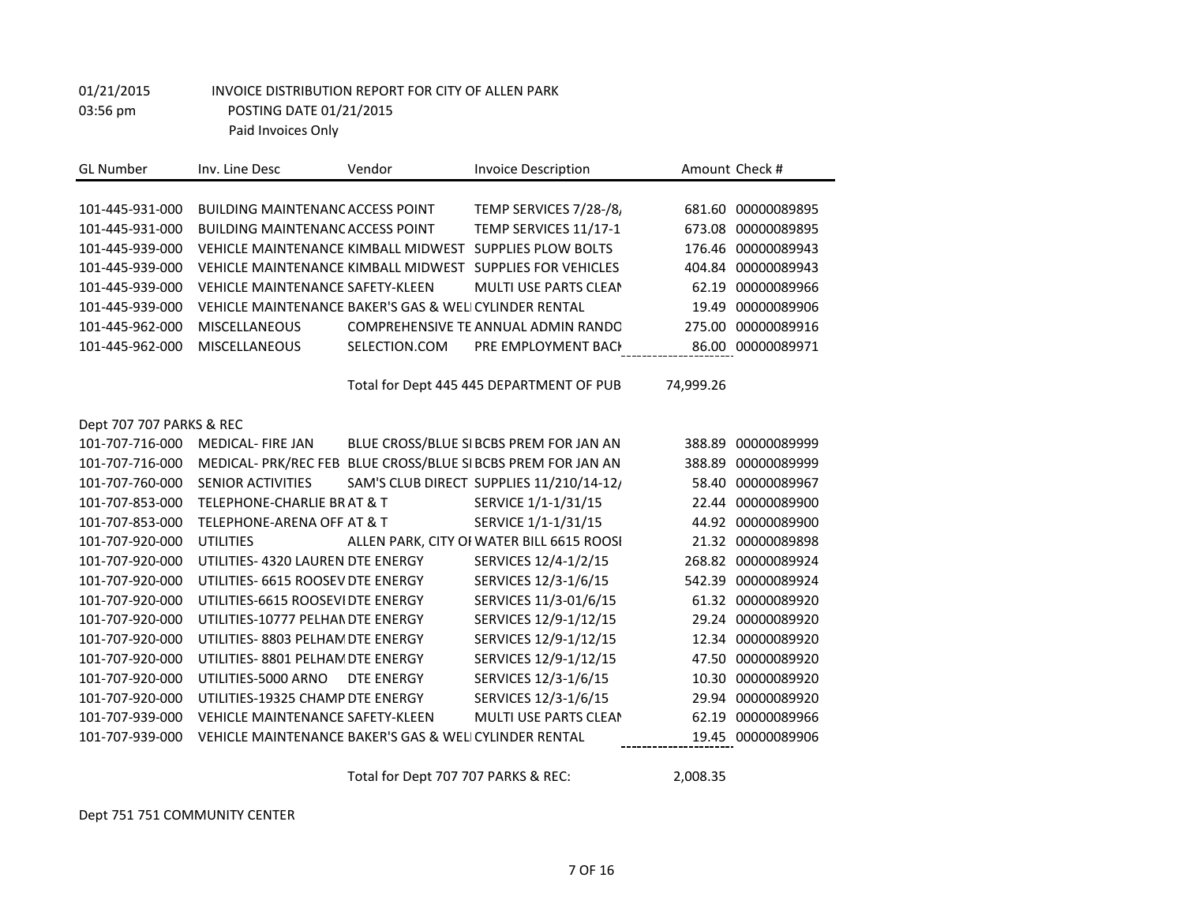01/21/2015 INVOICE DISTRIBUTION REPORT FOR CITY OF ALLEN PARK
03:56 pm POSTING DATE 01/21/2015
Paid Invoices Only

| GL Number | Inv. Line Desc | Vendor | Invoice Description | Amount | Check # |
|---|---|---|---|---|---|
| 101-445-931-000 | BUILDING MAINTENANC | ACCESS POINT | TEMP SERVICES 7/28-/8/ | 681.60 | 00000089895 |
| 101-445-931-000 | BUILDING MAINTENANC | ACCESS POINT | TEMP SERVICES 11/17-1 | 673.08 | 00000089895 |
| 101-445-939-000 | VEHICLE MAINTENANCE | KIMBALL MIDWEST | SUPPLIES PLOW BOLTS | 176.46 | 00000089943 |
| 101-445-939-000 | VEHICLE MAINTENANCE | KIMBALL MIDWEST | SUPPLIES FOR VEHICLES | 404.84 | 00000089943 |
| 101-445-939-000 | VEHICLE MAINTENANCE | SAFETY-KLEEN | MULTI USE PARTS CLEAN | 62.19 | 00000089966 |
| 101-445-939-000 | VEHICLE MAINTENANCE | BAKER'S GAS & WELI | CYLINDER RENTAL | 19.49 | 00000089906 |
| 101-445-962-000 | MISCELLANEOUS | COMPREHENSIVE TE | ANNUAL ADMIN RANDO | 275.00 | 00000089916 |
| 101-445-962-000 | MISCELLANEOUS | SELECTION.COM | PRE EMPLOYMENT BACK | 86.00 | 00000089971 |
| | | | Total for Dept 445 445 DEPARTMENT OF PUB | 74,999.26 | |
| Dept 707 707 PARKS & REC | | | | | |
| 101-707-716-000 | MEDICAL- FIRE JAN | BLUE CROSS/BLUE SI | BCBS PREM FOR JAN AN | 388.89 | 00000089999 |
| 101-707-716-000 | MEDICAL- PRK/REC FEB | BLUE CROSS/BLUE SI | BCBS PREM FOR JAN AN | 388.89 | 00000089999 |
| 101-707-760-000 | SENIOR ACTIVITIES | SAM'S CLUB DIRECT | SUPPLIES 11/210/14-12/ | 58.40 | 00000089967 |
| 101-707-853-000 | TELEPHONE-CHARLIE BR | AT & T | SERVICE 1/1-1/31/15 | 22.44 | 00000089900 |
| 101-707-853-000 | TELEPHONE-ARENA OFF | AT & T | SERVICE 1/1-1/31/15 | 44.92 | 00000089900 |
| 101-707-920-000 | UTILITIES | ALLEN PARK, CITY OI | WATER BILL 6615 ROOSI | 21.32 | 00000089898 |
| 101-707-920-000 | UTILITIES- 4320 LAUREN | DTE ENERGY | SERVICES 12/4-1/2/15 | 268.82 | 00000089924 |
| 101-707-920-000 | UTILITIES- 6615 ROOSEV | DTE ENERGY | SERVICES 12/3-1/6/15 | 542.39 | 00000089924 |
| 101-707-920-000 | UTILITIES-6615 ROOSEVI | DTE ENERGY | SERVICES 11/3-01/6/15 | 61.32 | 00000089920 |
| 101-707-920-000 | UTILITIES-10777 PELHAN | DTE ENERGY | SERVICES 12/9-1/12/15 | 29.24 | 00000089920 |
| 101-707-920-000 | UTILITIES- 8803 PELHAM | DTE ENERGY | SERVICES 12/9-1/12/15 | 12.34 | 00000089920 |
| 101-707-920-000 | UTILITIES- 8801 PELHAM | DTE ENERGY | SERVICES 12/9-1/12/15 | 47.50 | 00000089920 |
| 101-707-920-000 | UTILITIES-5000 ARNO | DTE ENERGY | SERVICES 12/3-1/6/15 | 10.30 | 00000089920 |
| 101-707-920-000 | UTILITIES-19325 CHAMP | DTE ENERGY | SERVICES 12/3-1/6/15 | 29.94 | 00000089920 |
| 101-707-939-000 | VEHICLE MAINTENANCE | SAFETY-KLEEN | MULTI USE PARTS CLEAN | 62.19 | 00000089966 |
| 101-707-939-000 | VEHICLE MAINTENANCE | BAKER'S GAS & WELI | CYLINDER RENTAL | 19.45 | 00000089906 |
| | | | Total for Dept 707 707 PARKS & REC: | 2,008.35 | |

Dept 751 751 COMMUNITY CENTER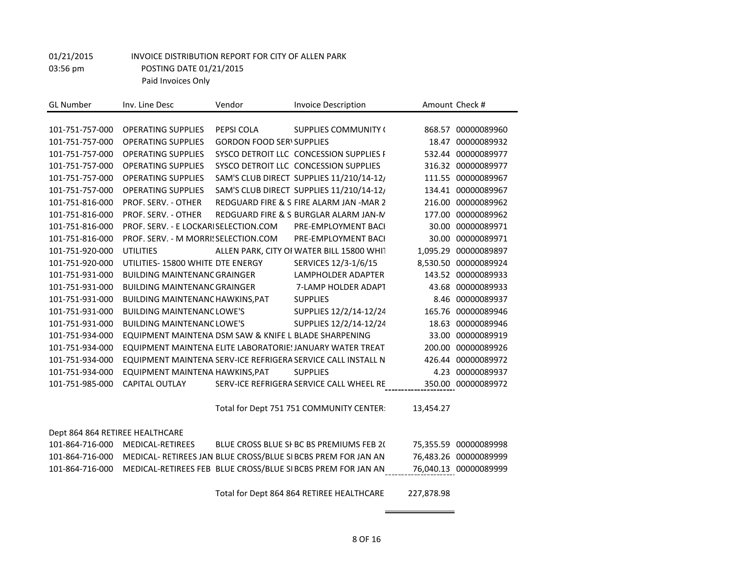01/21/2015 INVOICE DISTRIBUTION REPORT FOR CITY OF ALLEN PARK
03:56 pm POSTING DATE 01/21/2015
Paid Invoices Only

| GL Number | Inv. Line Desc | Vendor | Invoice Description | Amount | Check # |
|---|---|---|---|---|---|
| 101-751-757-000 | OPERATING SUPPLIES | PEPSI COLA | SUPPLIES COMMUNITY ( | 868.57 | 00000089960 |
| 101-751-757-000 | OPERATING SUPPLIES | GORDON FOOD SER\ | SUPPLIES | 18.47 | 00000089932 |
| 101-751-757-000 | OPERATING SUPPLIES | SYSCO DETROIT LLC | CONCESSION SUPPLIES F | 532.44 | 00000089977 |
| 101-751-757-000 | OPERATING SUPPLIES | SYSCO DETROIT LLC | CONCESSION SUPPLIES | 316.32 | 00000089977 |
| 101-751-757-000 | OPERATING SUPPLIES | SAM'S CLUB DIRECT | SUPPLIES 11/210/14-12/ | 111.55 | 00000089967 |
| 101-751-757-000 | OPERATING SUPPLIES | SAM'S CLUB DIRECT | SUPPLIES 11/210/14-12/ | 134.41 | 00000089967 |
| 101-751-816-000 | PROF. SERV. - OTHER | REDGUARD FIRE & S | FIRE ALARM JAN -MAR 2 | 216.00 | 00000089962 |
| 101-751-816-000 | PROF. SERV. - OTHER | REDGUARD FIRE & S | BURGLAR ALARM JAN-N | 177.00 | 00000089962 |
| 101-751-816-000 | PROF. SERV. - E LOCKARI | SELECTION.COM | PRE-EMPLOYMENT BACI | 30.00 | 00000089971 |
| 101-751-816-000 | PROF. SERV. - M MORRI! | SELECTION.COM | PRE-EMPLOYMENT BACI | 30.00 | 00000089971 |
| 101-751-920-000 | UTILITIES | ALLEN PARK, CITY OI | WATER BILL 15800 WHIT | 1,095.29 | 00000089897 |
| 101-751-920-000 | UTILITIES- 15800 WHITE | DTE ENERGY | SERVICES 12/3-1/6/15 | 8,530.50 | 00000089924 |
| 101-751-931-000 | BUILDING MAINTENANC | GRAINGER | LAMPHOLDER ADAPTER | 143.52 | 00000089933 |
| 101-751-931-000 | BUILDING MAINTENANC | GRAINGER | 7-LAMP HOLDER ADAPT | 43.68 | 00000089933 |
| 101-751-931-000 | BUILDING MAINTENANC | HAWKINS,PAT | SUPPLIES | 8.46 | 00000089937 |
| 101-751-931-000 | BUILDING MAINTENANC | LOWE'S | SUPPLIES 12/2/14-12/24 | 165.76 | 00000089946 |
| 101-751-931-000 | BUILDING MAINTENANC | LOWE'S | SUPPLIES 12/2/14-12/24 | 18.63 | 00000089946 |
| 101-751-934-000 | EQUIPMENT MAINTENA | DSM SAW & KNIFE L | BLADE SHARPENING | 33.00 | 00000089919 |
| 101-751-934-000 | EQUIPMENT MAINTENA | ELITE LABORATORIE! | JANUARY WATER TREAT | 200.00 | 00000089926 |
| 101-751-934-000 | EQUIPMENT MAINTENA | SERV-ICE REFRIGERA | SERVICE CALL INSTALL N | 426.44 | 00000089972 |
| 101-751-934-000 | EQUIPMENT MAINTENA | HAWKINS,PAT | SUPPLIES | 4.23 | 00000089937 |
| 101-751-985-000 | CAPITAL OUTLAY | SERV-ICE REFRIGERA | SERVICE CALL WHEEL RE | 350.00 | 00000089972 |
| | | | Total for Dept 751 751 COMMUNITY CENTER: | 13,454.27 | |
| Dept 864 864 RETIREE HEALTHCARE | | | | | |
| 101-864-716-000 | MEDICAL-RETIREES | BLUE CROSS BLUE SH | BC BS PREMIUMS FEB 2( | 75,355.59 | 00000089998 |
| 101-864-716-000 | MEDICAL- RETIREES JAN | BLUE CROSS/BLUE SI | BCBS PREM FOR JAN AN | 76,483.26 | 00000089999 |
| 101-864-716-000 | MEDICAL-RETIREES FEB | BLUE CROSS/BLUE SI | BCBS PREM FOR JAN AN | 76,040.13 | 00000089999 |
| | | | Total for Dept 864 864 RETIREE HEALTHCARE | 227,878.98 | |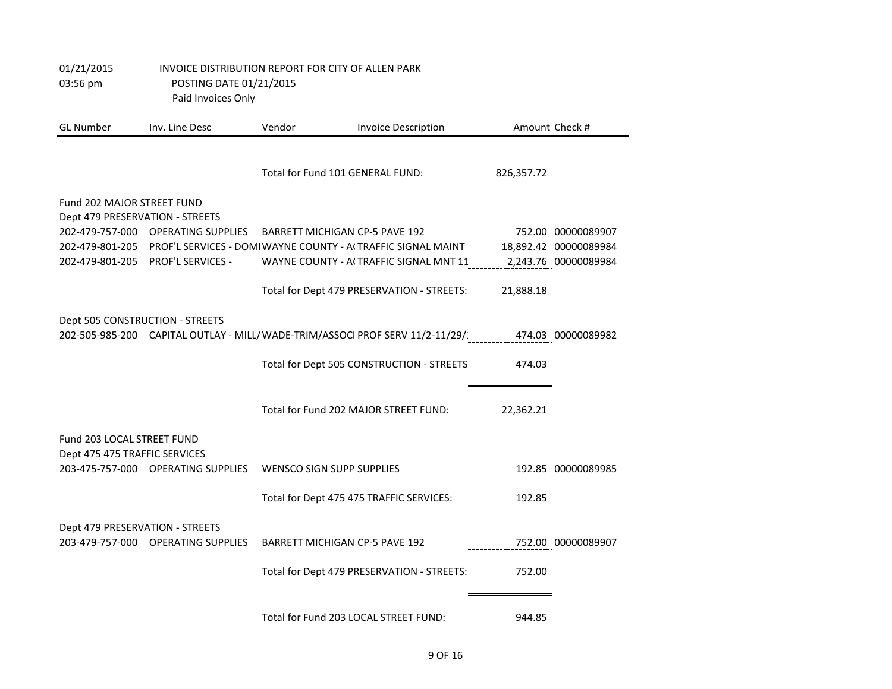01/21/2015 INVOICE DISTRIBUTION REPORT FOR CITY OF ALLEN PARK
03:56 pm POSTING DATE 01/21/2015
Paid Invoices Only

| GL Number | Inv. Line Desc | Vendor | Invoice Description | Amount | Check # |
|---|---|---|---|---|---|
| | | Total for Fund 101 GENERAL FUND: | | 826,357.72 | |
| Fund 202 MAJOR STREET FUND | | | | | |
| Dept 479 PRESERVATION - STREETS | | | | | |
| 202-479-757-000 | OPERATING SUPPLIES | BARRETT MICHIGAN | CP-5 PAVE 192 | 752.00 | 00000089907 |
| 202-479-801-205 | PROF'L SERVICES - DOMI | WAYNE COUNTY - A( | TRAFFIC SIGNAL MAINT | 18,892.42 | 00000089984 |
| 202-479-801-205 | PROF'L SERVICES - | WAYNE COUNTY - A( | TRAFFIC SIGNAL MNT 11 | 2,243.76 | 00000089984 |
| | | Total for Dept 479 PRESERVATION - STREETS: | | 21,888.18 | |
| Dept 505 CONSTRUCTION - STREETS | | | | | |
| 202-505-985-200 | CAPITAL OUTLAY - MILL/ | WADE-TRIM/ASSOCI | PROF SERV 11/2-11/29/1 | 474.03 | 00000089982 |
| | | Total for Dept 505 CONSTRUCTION - STREETS | | 474.03 | |
| | | Total for Fund 202 MAJOR STREET FUND: | | 22,362.21 | |
| Fund 203 LOCAL STREET FUND | | | | | |
| Dept 475 475 TRAFFIC SERVICES | | | | | |
| 203-475-757-000 | OPERATING SUPPLIES | WENSCO SIGN SUPP | SUPPLIES | 192.85 | 00000089985 |
| | | Total for Dept 475 475 TRAFFIC SERVICES: | | 192.85 | |
| Dept 479 PRESERVATION - STREETS | | | | | |
| 203-479-757-000 | OPERATING SUPPLIES | BARRETT MICHIGAN | CP-5 PAVE 192 | 752.00 | 00000089907 |
| | | Total for Dept 479 PRESERVATION - STREETS: | | 752.00 | |
| | | Total for Fund 203 LOCAL STREET FUND: | | 944.85 | |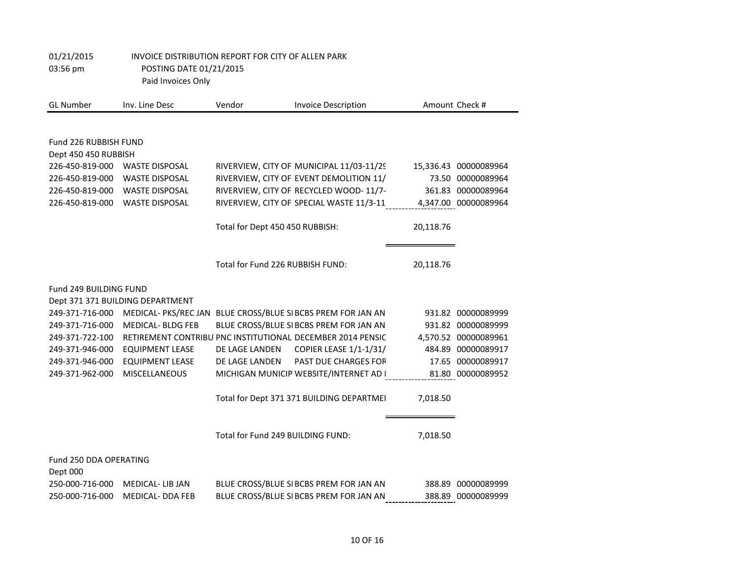01/21/2015 INVOICE DISTRIBUTION REPORT FOR CITY OF ALLEN PARK
03:56 pm POSTING DATE 01/21/2015
Paid Invoices Only

| GL Number | Inv. Line Desc | Vendor | Invoice Description | Amount | Check # |
|---|---|---|---|---|---|
| Fund 226 RUBBISH FUND | | | | | |
| Dept 450 450 RUBBISH | | | | | |
| 226-450-819-000 | WASTE DISPOSAL | RIVERVIEW, CITY OF | MUNICIPAL 11/03-11/29 | 15,336.43 | 00000089964 |
| 226-450-819-000 | WASTE DISPOSAL | RIVERVIEW, CITY OF | EVENT DEMOLITION 11/ | 73.50 | 00000089964 |
| 226-450-819-000 | WASTE DISPOSAL | RIVERVIEW, CITY OF | RECYCLED WOOD- 11/7- | 361.83 | 00000089964 |
| 226-450-819-000 | WASTE DISPOSAL | RIVERVIEW, CITY OF | SPECIAL WASTE 11/3-11 | 4,347.00 | 00000089964 |
| | | Total for Dept 450 450 RUBBISH: | | 20,118.76 | |
| | | Total for Fund 226 RUBBISH FUND: | | 20,118.76 | |
| Fund 249 BUILDING FUND | | | | | |
| Dept 371 371 BUILDING DEPARTMENT | | | | | |
| 249-371-716-000 | MEDICAL- PKS/REC JAN | BLUE CROSS/BLUE SI | BCBS PREM FOR JAN AN | 931.82 | 00000089999 |
| 249-371-716-000 | MEDICAL- BLDG FEB | BLUE CROSS/BLUE SI | BCBS PREM FOR JAN AN | 931.82 | 00000089999 |
| 249-371-722-100 | RETIREMENT CONTRIBU | PNC INSTITUTIONAL | DECEMBER 2014 PENSIC | 4,570.52 | 00000089961 |
| 249-371-946-000 | EQUIPMENT LEASE | DE LAGE LANDEN | COPIER LEASE 1/1-1/31/ | 484.89 | 00000089917 |
| 249-371-946-000 | EQUIPMENT LEASE | DE LAGE LANDEN | PAST DUE CHARGES FOR | 17.65 | 00000089917 |
| 249-371-962-000 | MISCELLANEOUS | MICHIGAN MUNICIP | WEBSITE/INTERNET AD I | 81.80 | 00000089952 |
| | | Total for Dept 371 371 BUILDING DEPARTMEI | | 7,018.50 | |
| | | Total for Fund 249 BUILDING FUND: | | 7,018.50 | |
| Fund 250 DDA OPERATING | | | | | |
| Dept 000 | | | | | |
| 250-000-716-000 | MEDICAL- LIB JAN | BLUE CROSS/BLUE SI | BCBS PREM FOR JAN AN | 388.89 | 00000089999 |
| 250-000-716-000 | MEDICAL- DDA FEB | BLUE CROSS/BLUE SI | BCBS PREM FOR JAN AN | 388.89 | 00000089999 |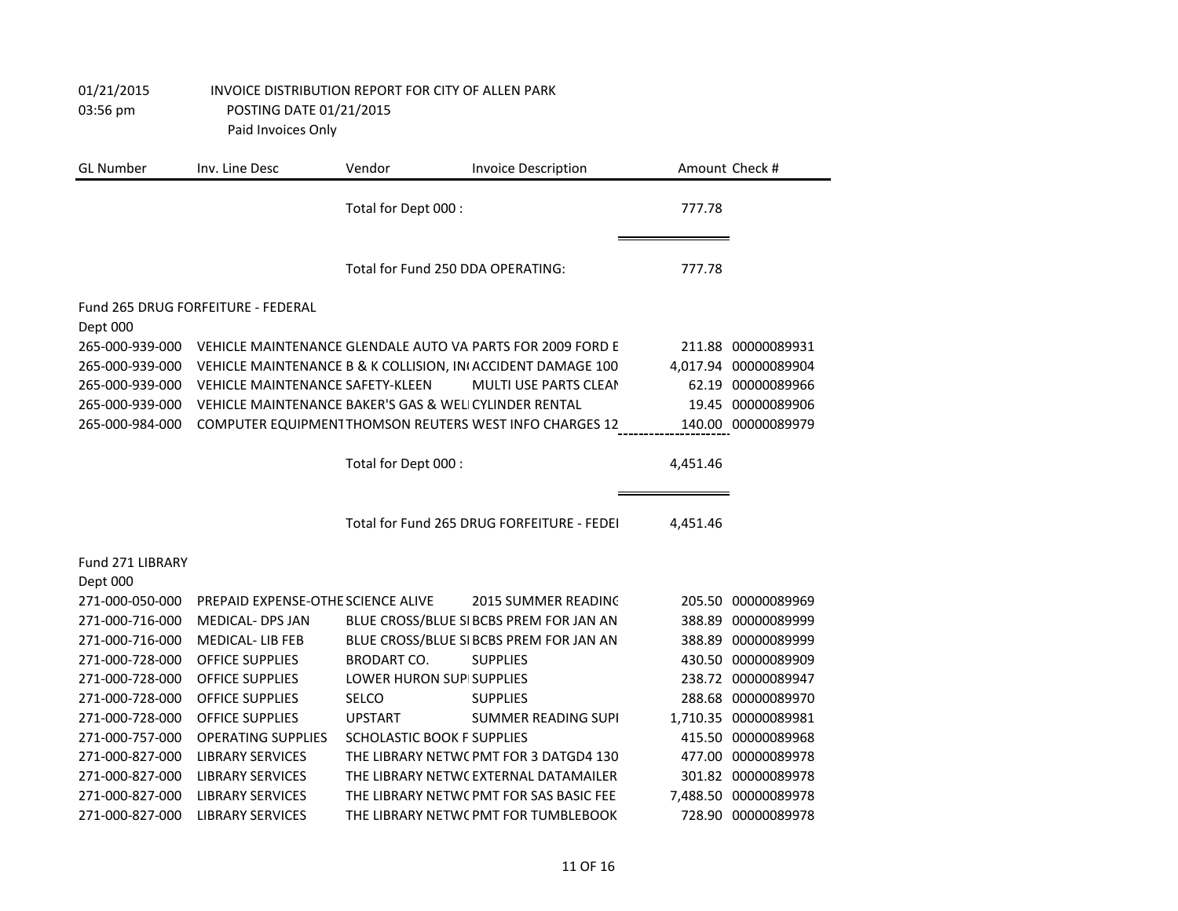01/21/2015 INVOICE DISTRIBUTION REPORT FOR CITY OF ALLEN PARK
03:56 pm POSTING DATE 01/21/2015
Paid Invoices Only

| GL Number | Inv. Line Desc | Vendor | Invoice Description | Amount | Check # |
|---|---|---|---|---|---|
| | | Total for Dept 000 : | | 777.78 | |
| | | Total for Fund 250 DDA OPERATING: | | 777.78 | |
| Fund 265 DRUG FORFEITURE - FEDERAL | | | | | |
| Dept 000 | | | | | |
| 265-000-939-000 | VEHICLE MAINTENANCE | GLENDALE AUTO VA | PARTS FOR 2009 FORD E | 211.88 | 00000089931 |
| 265-000-939-000 | VEHICLE MAINTENANCE | B & K COLLISION, INC | ACCIDENT DAMAGE 100 | 4,017.94 | 00000089904 |
| 265-000-939-000 | VEHICLE MAINTENANCE | SAFETY-KLEEN | MULTI USE PARTS CLEAN | 62.19 | 00000089966 |
| 265-000-939-000 | VEHICLE MAINTENANCE | BAKER'S GAS & WELI | CYLINDER RENTAL | 19.45 | 00000089906 |
| 265-000-984-000 | COMPUTER EQUIPMENT | THOMSON REUTERS | WEST INFO CHARGES 12 | 140.00 | 00000089979 |
| | | Total for Dept 000 : | | 4,451.46 | |
| | | Total for Fund 265 DRUG FORFEITURE - FEDEI | | 4,451.46 | |
| Fund 271 LIBRARY | | | | | |
| Dept 000 | | | | | |
| 271-000-050-000 | PREPAID EXPENSE-OTHE | SCIENCE ALIVE | 2015 SUMMER READING | 205.50 | 00000089969 |
| 271-000-716-000 | MEDICAL- DPS JAN | BLUE CROSS/BLUE SI | BCBS PREM FOR JAN AN | 388.89 | 00000089999 |
| 271-000-716-000 | MEDICAL- LIB FEB | BLUE CROSS/BLUE SI | BCBS PREM FOR JAN AN | 388.89 | 00000089999 |
| 271-000-728-000 | OFFICE SUPPLIES | BRODART CO. | SUPPLIES | 430.50 | 00000089909 |
| 271-000-728-000 | OFFICE SUPPLIES | LOWER HURON SUPI | SUPPLIES | 238.72 | 00000089947 |
| 271-000-728-000 | OFFICE SUPPLIES | SELCO | SUPPLIES | 288.68 | 00000089970 |
| 271-000-728-000 | OFFICE SUPPLIES | UPSTART | SUMMER READING SUPI | 1,710.35 | 00000089981 |
| 271-000-757-000 | OPERATING SUPPLIES | SCHOLASTIC BOOK F | SUPPLIES | 415.50 | 00000089968 |
| 271-000-827-000 | LIBRARY SERVICES | THE LIBRARY NETWC | PMT FOR 3 DATGD4 130 | 477.00 | 00000089978 |
| 271-000-827-000 | LIBRARY SERVICES | THE LIBRARY NETWC | EXTERNAL DATAMAILER | 301.82 | 00000089978 |
| 271-000-827-000 | LIBRARY SERVICES | THE LIBRARY NETWC | PMT FOR SAS BASIC FEE | 7,488.50 | 00000089978 |
| 271-000-827-000 | LIBRARY SERVICES | THE LIBRARY NETWC | PMT FOR TUMBLEBOOK | 728.90 | 00000089978 |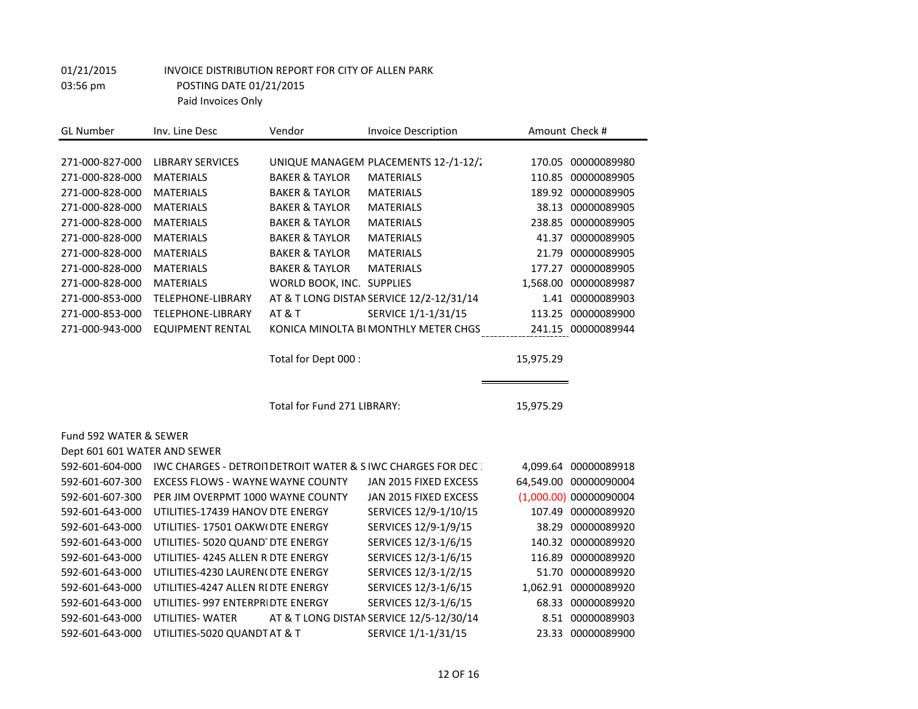01/21/2015 INVOICE DISTRIBUTION REPORT FOR CITY OF ALLEN PARK
03:56 pm POSTING DATE 01/21/2015
Paid Invoices Only

| GL Number | Inv. Line Desc | Vendor | Invoice Description | Amount | Check # |
|---|---|---|---|---|---|
| 271-000-827-000 | LIBRARY SERVICES | UNIQUE MANAGEM | PLACEMENTS 12-/1-12/2 | 170.05 | 00000089980 |
| 271-000-828-000 | MATERIALS | BAKER & TAYLOR | MATERIALS | 110.85 | 00000089905 |
| 271-000-828-000 | MATERIALS | BAKER & TAYLOR | MATERIALS | 189.92 | 00000089905 |
| 271-000-828-000 | MATERIALS | BAKER & TAYLOR | MATERIALS | 38.13 | 00000089905 |
| 271-000-828-000 | MATERIALS | BAKER & TAYLOR | MATERIALS | 238.85 | 00000089905 |
| 271-000-828-000 | MATERIALS | BAKER & TAYLOR | MATERIALS | 41.37 | 00000089905 |
| 271-000-828-000 | MATERIALS | BAKER & TAYLOR | MATERIALS | 21.79 | 00000089905 |
| 271-000-828-000 | MATERIALS | BAKER & TAYLOR | MATERIALS | 177.27 | 00000089905 |
| 271-000-828-000 | MATERIALS | WORLD BOOK, INC. | SUPPLIES | 1,568.00 | 00000089987 |
| 271-000-853-000 | TELEPHONE-LIBRARY | AT & T LONG DISTAN | SERVICE 12/2-12/31/14 | 1.41 | 00000089903 |
| 271-000-853-000 | TELEPHONE-LIBRARY | AT & T | SERVICE 1/1-1/31/15 | 113.25 | 00000089900 |
| 271-000-943-000 | EQUIPMENT RENTAL | KONICA MINOLTA BU | MONTHLY METER CHGS | 241.15 | 00000089944 |
| | | Total for Dept 000 : | | 15,975.29 | |
| | | Total for Fund 271 LIBRARY: | | 15,975.29 | |
| Fund 592 WATER & SEWER | | | | | |
| Dept 601 601 WATER AND SEWER | | | | | |
| 592-601-604-000 | IWC CHARGES - DETROIT | DETROIT WATER & S | IWC CHARGES FOR DEC | 4,099.64 | 00000089918 |
| 592-601-607-300 | EXCESS FLOWS - WAYNE | WAYNE COUNTY | JAN 2015 FIXED EXCESS | 64,549.00 | 00000090004 |
| 592-601-607-300 | PER JIM OVERPMT 1000 | WAYNE COUNTY | JAN 2015 FIXED EXCESS | (1,000.00) | 00000090004 |
| 592-601-643-000 | UTILITIES-17439 HANOV | DTE ENERGY | SERVICES 12/9-1/10/15 | 107.49 | 00000089920 |
| 592-601-643-000 | UTILITIES- 17501 OAKW | DTE ENERGY | SERVICES 12/9-1/9/15 | 38.29 | 00000089920 |
| 592-601-643-000 | UTILITIES- 5020 QUAND | DTE ENERGY | SERVICES 12/3-1/6/15 | 140.32 | 00000089920 |
| 592-601-643-000 | UTILITIES- 4245 ALLEN R | DTE ENERGY | SERVICES 12/3-1/6/15 | 116.89 | 00000089920 |
| 592-601-643-000 | UTILITIES-4230 LAUREN | DTE ENERGY | SERVICES 12/3-1/2/15 | 51.70 | 00000089920 |
| 592-601-643-000 | UTILITIES-4247 ALLEN RI | DTE ENERGY | SERVICES 12/3-1/6/15 | 1,062.91 | 00000089920 |
| 592-601-643-000 | UTILITIES- 997 ENTERPRI | DTE ENERGY | SERVICES 12/3-1/6/15 | 68.33 | 00000089920 |
| 592-601-643-000 | UTILITIES- WATER | AT & T LONG DISTAN | SERVICE 12/5-12/30/14 | 8.51 | 00000089903 |
| 592-601-643-000 | UTILITIES-5020 QUANDT | AT & T | SERVICE 1/1-1/31/15 | 23.33 | 00000089900 |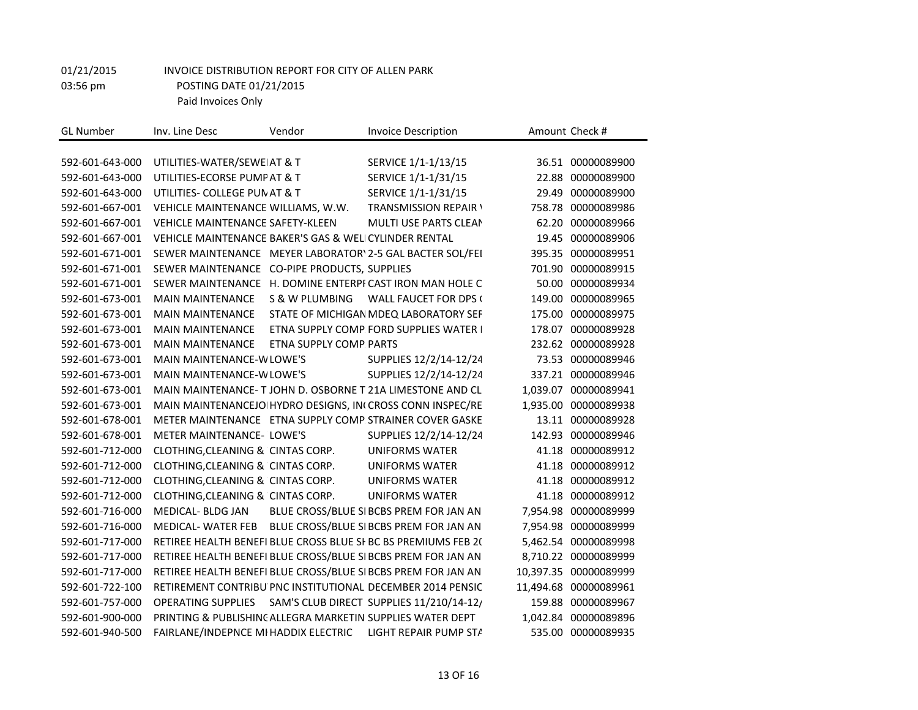01/21/2015 INVOICE DISTRIBUTION REPORT FOR CITY OF ALLEN PARK

03:56 pm POSTING DATE 01/21/2015

Paid Invoices Only

| GL Number | Inv. Line Desc | Vendor | Invoice Description | Amount | Check # |
|---|---|---|---|---|---|
| 592-601-643-000 | UTILITIES-WATER/SEWEI | AT & T | SERVICE 1/1-1/13/15 | 36.51 | 00000089900 |
| 592-601-643-000 | UTILITIES-ECORSE PUMP | AT & T | SERVICE 1/1-1/31/15 | 22.88 | 00000089900 |
| 592-601-643-000 | UTILITIES- COLLEGE PUM | AT & T | SERVICE 1/1-1/31/15 | 29.49 | 00000089900 |
| 592-601-667-001 | VEHICLE MAINTENANCE | WILLIAMS, W.W. | TRANSMISSION REPAIR | 758.78 | 00000089986 |
| 592-601-667-001 | VEHICLE MAINTENANCE | SAFETY-KLEEN | MULTI USE PARTS CLEAN | 62.20 | 00000089966 |
| 592-601-667-001 | VEHICLE MAINTENANCE | BAKER'S GAS & WELI | CYLINDER RENTAL | 19.45 | 00000089906 |
| 592-601-671-001 | SEWER MAINTENANCE | MEYER LABORATORY | 2-5 GAL BACTER SOL/FEI | 395.35 | 00000089951 |
| 592-601-671-001 | SEWER MAINTENANCE | CO-PIPE PRODUCTS, | SUPPLIES | 701.90 | 00000089915 |
| 592-601-671-001 | SEWER MAINTENANCE | H. DOMINE ENTERPI | CAST IRON MAN HOLE C | 50.00 | 00000089934 |
| 592-601-673-001 | MAIN MAINTENANCE | S & W PLUMBING | WALL FAUCET FOR DPS ( | 149.00 | 00000089965 |
| 592-601-673-001 | MAIN MAINTENANCE | STATE OF MICHIGAN | MDEQ LABORATORY SEF | 175.00 | 00000089975 |
| 592-601-673-001 | MAIN MAINTENANCE | ETNA SUPPLY COMP | FORD SUPPLIES WATER I | 178.07 | 00000089928 |
| 592-601-673-001 | MAIN MAINTENANCE | ETNA SUPPLY COMP | PARTS | 232.62 | 00000089928 |
| 592-601-673-001 | MAIN MAINTENANCE-W | LOWE'S | SUPPLIES 12/2/14-12/24 | 73.53 | 00000089946 |
| 592-601-673-001 | MAIN MAINTENANCE-W | LOWE'S | SUPPLIES 12/2/14-12/24 | 337.21 | 00000089946 |
| 592-601-673-001 | MAIN MAINTENANCE- T | JOHN D. OSBORNE T | 21A LIMESTONE AND CL | 1,039.07 | 00000089941 |
| 592-601-673-001 | MAIN MAINTENANCEJOI | HYDRO DESIGNS, IN( | CROSS CONN INSPEC/RE | 1,935.00 | 00000089938 |
| 592-601-678-001 | METER MAINTENANCE | ETNA SUPPLY COMP | STRAINER COVER GASKE | 13.11 | 00000089928 |
| 592-601-678-001 | METER MAINTENANCE- | LOWE'S | SUPPLIES 12/2/14-12/24 | 142.93 | 00000089946 |
| 592-601-712-000 | CLOTHING,CLEANING & | CINTAS CORP. | UNIFORMS WATER | 41.18 | 00000089912 |
| 592-601-712-000 | CLOTHING,CLEANING & | CINTAS CORP. | UNIFORMS WATER | 41.18 | 00000089912 |
| 592-601-712-000 | CLOTHING,CLEANING & | CINTAS CORP. | UNIFORMS WATER | 41.18 | 00000089912 |
| 592-601-712-000 | CLOTHING,CLEANING & | CINTAS CORP. | UNIFORMS WATER | 41.18 | 00000089912 |
| 592-601-716-000 | MEDICAL- BLDG JAN | BLUE CROSS/BLUE SI | BCBS PREM FOR JAN AN | 7,954.98 | 00000089999 |
| 592-601-716-000 | MEDICAL- WATER FEB | BLUE CROSS/BLUE SI | BCBS PREM FOR JAN AN | 7,954.98 | 00000089999 |
| 592-601-717-000 | RETIREE HEALTH BENEFI | BLUE CROSS BLUE SI | BC BS PREMIUMS FEB 2( | 5,462.54 | 00000089998 |
| 592-601-717-000 | RETIREE HEALTH BENEFI | BLUE CROSS/BLUE SI | BCBS PREM FOR JAN AN | 8,710.22 | 00000089999 |
| 592-601-717-000 | RETIREE HEALTH BENEFI | BLUE CROSS/BLUE SI | BCBS PREM FOR JAN AN | 10,397.35 | 00000089999 |
| 592-601-722-100 | RETIREMENT CONTRIBU | PNC INSTITUTIONAL | DECEMBER 2014 PENSIC | 11,494.68 | 00000089961 |
| 592-601-757-000 | OPERATING SUPPLIES | SAM'S CLUB DIRECT | SUPPLIES 11/210/14-12/ | 159.88 | 00000089967 |
| 592-601-900-000 | PRINTING & PUBLISHING | ALLEGRA MARKETIN | SUPPLIES WATER DEPT | 1,042.84 | 00000089896 |
| 592-601-940-500 | FAIRLANE/INDEPNCE MI | HADDIX ELECTRIC | LIGHT REPAIR PUMP STA | 535.00 | 00000089935 |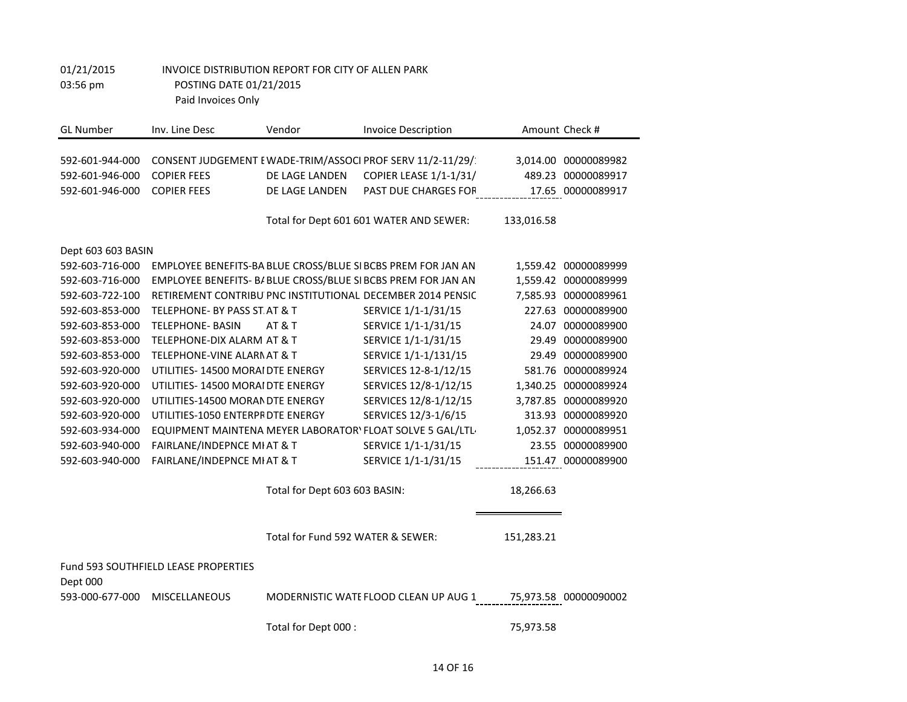01/21/2015 INVOICE DISTRIBUTION REPORT FOR CITY OF ALLEN PARK
03:56 pm POSTING DATE 01/21/2015
Paid Invoices Only

| GL Number | Inv. Line Desc | Vendor | Invoice Description | Amount | Check # |
|---|---|---|---|---|---|
| 592-601-944-000 | CONSENT JUDGEMENT E | WADE-TRIM/ASSOCI | PROF SERV 11/2-11/29/1 | 3,014.00 | 00000089982 |
| 592-601-946-000 | COPIER FEES | DE LAGE LANDEN | COPIER LEASE 1/1-1/31/ | 489.23 | 00000089917 |
| 592-601-946-000 | COPIER FEES | DE LAGE LANDEN | PAST DUE CHARGES FOR | 17.65 | 00000089917 |
| | | Total for Dept 601 601 WATER AND SEWER: | | 133,016.58 | |
| Dept 603 603 BASIN | | | | | |
| 592-603-716-000 | EMPLOYEE BENEFITS-BA | BLUE CROSS/BLUE SI | BCBS PREM FOR JAN AN | 1,559.42 | 00000089999 |
| 592-603-716-000 | EMPLOYEE BENEFITS- BA | BLUE CROSS/BLUE SI | BCBS PREM FOR JAN AN | 1,559.42 | 00000089999 |
| 592-603-722-100 | RETIREMENT CONTRIBU | PNC INSTITUTIONAL | DECEMBER 2014 PENSIC | 7,585.93 | 00000089961 |
| 592-603-853-000 | TELEPHONE- BY PASS ST | AT & T | SERVICE 1/1-1/31/15 | 227.63 | 00000089900 |
| 592-603-853-000 | TELEPHONE- BASIN | AT & T | SERVICE 1/1-1/31/15 | 24.07 | 00000089900 |
| 592-603-853-000 | TELEPHONE-DIX ALARM | AT & T | SERVICE 1/1-1/31/15 | 29.49 | 00000089900 |
| 592-603-853-000 | TELEPHONE-VINE ALARM | AT & T | SERVICE 1/1-1/131/15 | 29.49 | 00000089900 |
| 592-603-920-000 | UTILITIES- 14500 MORAI | DTE ENERGY | SERVICES 12-8-1/12/15 | 581.76 | 00000089924 |
| 592-603-920-000 | UTILITIES- 14500 MORAI | DTE ENERGY | SERVICES 12/8-1/12/15 | 1,340.25 | 00000089924 |
| 592-603-920-000 | UTILITIES-14500 MORAN | DTE ENERGY | SERVICES 12/8-1/12/15 | 3,787.85 | 00000089920 |
| 592-603-920-000 | UTILITIES-1050 ENTERPR | DTE ENERGY | SERVICES 12/3-1/6/15 | 313.93 | 00000089920 |
| 592-603-934-000 | EQUIPMENT MAINTENA | MEYER LABORATORY | FLOAT SOLVE 5 GAL/LTL | 1,052.37 | 00000089951 |
| 592-603-940-000 | FAIRLANE/INDEPNCE MI | AT & T | SERVICE 1/1-1/31/15 | 23.55 | 00000089900 |
| 592-603-940-000 | FAIRLANE/INDEPNCE MI | AT & T | SERVICE 1/1-1/31/15 | 151.47 | 00000089900 |
| | | Total for Dept 603 603 BASIN: | | 18,266.63 | |
| | | Total for Fund 592 WATER & SEWER: | | 151,283.21 | |
| Fund 593 SOUTHFIELD LEASE PROPERTIES | | | | | |
| Dept 000 | | | | | |
| 593-000-677-000 | MISCELLANEOUS | MODERNISTIC WATE | FLOOD CLEAN UP AUG 1 | 75,973.58 | 00000090002 |
| | | Total for Dept 000 : | | 75,973.58 | |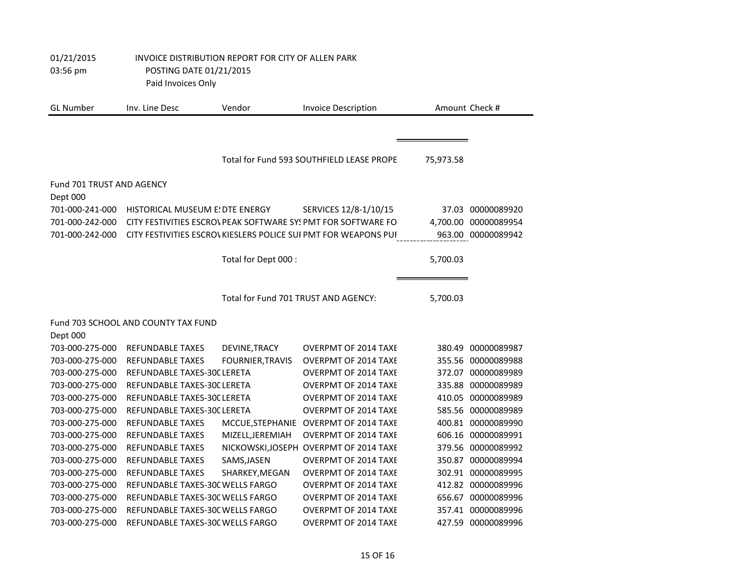01/21/2015 INVOICE DISTRIBUTION REPORT FOR CITY OF ALLEN PARK
03:56 pm POSTING DATE 01/21/2015
Paid Invoices Only

| GL Number | Inv. Line Desc | Vendor | Invoice Description | Amount | Check # |
|---|---|---|---|---|---|
| | | Total for Fund 593 SOUTHFIELD LEASE PROPE | | 75,973.58 | |
| Fund 701 TRUST AND AGENCY | | | | | |
| Dept 000 | | | | | |
| 701-000-241-000 | HISTORICAL MUSEUM ES | DTE ENERGY | SERVICES 12/8-1/10/15 | 37.03 | 00000089920 |
| 701-000-242-000 | CITY FESTIVITIES ESCROV | PEAK SOFTWARE SYS | PMT FOR SOFTWARE FO | 4,700.00 | 00000089954 |
| 701-000-242-000 | CITY FESTIVITIES ESCROV | KIESLERS POLICE SUI | PMT FOR WEAPONS PUI | 963.00 | 00000089942 |
| | | Total for Dept 000 : | | 5,700.03 | |
| | | Total for Fund 701 TRUST AND AGENCY: | | 5,700.03 | |
| Fund 703 SCHOOL AND COUNTY TAX FUND | | | | | |
| Dept 000 | | | | | |
| 703-000-275-000 | REFUNDABLE TAXES | DEVINE,TRACY | OVERPMT OF 2014 TAXE | 380.49 | 00000089987 |
| 703-000-275-000 | REFUNDABLE TAXES | FOURNIER,TRAVIS | OVERPMT OF 2014 TAXE | 355.56 | 00000089988 |
| 703-000-275-000 | REFUNDABLE TAXES-300 | LERETA | OVERPMT OF 2014 TAXE | 372.07 | 00000089989 |
| 703-000-275-000 | REFUNDABLE TAXES-300 | LERETA | OVERPMT OF 2014 TAXE | 335.88 | 00000089989 |
| 703-000-275-000 | REFUNDABLE TAXES-300 | LERETA | OVERPMT OF 2014 TAXE | 410.05 | 00000089989 |
| 703-000-275-000 | REFUNDABLE TAXES-300 | LERETA | OVERPMT OF 2014 TAXE | 585.56 | 00000089989 |
| 703-000-275-000 | REFUNDABLE TAXES | MCCUE,STEPHANIE | OVERPMT OF 2014 TAXE | 400.81 | 00000089990 |
| 703-000-275-000 | REFUNDABLE TAXES | MIZELL,JEREMIAH | OVERPMT OF 2014 TAXE | 606.16 | 00000089991 |
| 703-000-275-000 | REFUNDABLE TAXES | NICKOWSKI,JOSEPH | OVERPMT OF 2014 TAXE | 379.56 | 00000089992 |
| 703-000-275-000 | REFUNDABLE TAXES | SAMS,JASEN | OVERPMT OF 2014 TAXE | 350.87 | 00000089994 |
| 703-000-275-000 | REFUNDABLE TAXES | SHARKEY,MEGAN | OVERPMT OF 2014 TAXE | 302.91 | 00000089995 |
| 703-000-275-000 | REFUNDABLE TAXES-300 | WELLS FARGO | OVERPMT OF 2014 TAXE | 412.82 | 00000089996 |
| 703-000-275-000 | REFUNDABLE TAXES-300 | WELLS FARGO | OVERPMT OF 2014 TAXE | 656.67 | 00000089996 |
| 703-000-275-000 | REFUNDABLE TAXES-300 | WELLS FARGO | OVERPMT OF 2014 TAXE | 357.41 | 00000089996 |
| 703-000-275-000 | REFUNDABLE TAXES-300 | WELLS FARGO | OVERPMT OF 2014 TAXE | 427.59 | 00000089996 |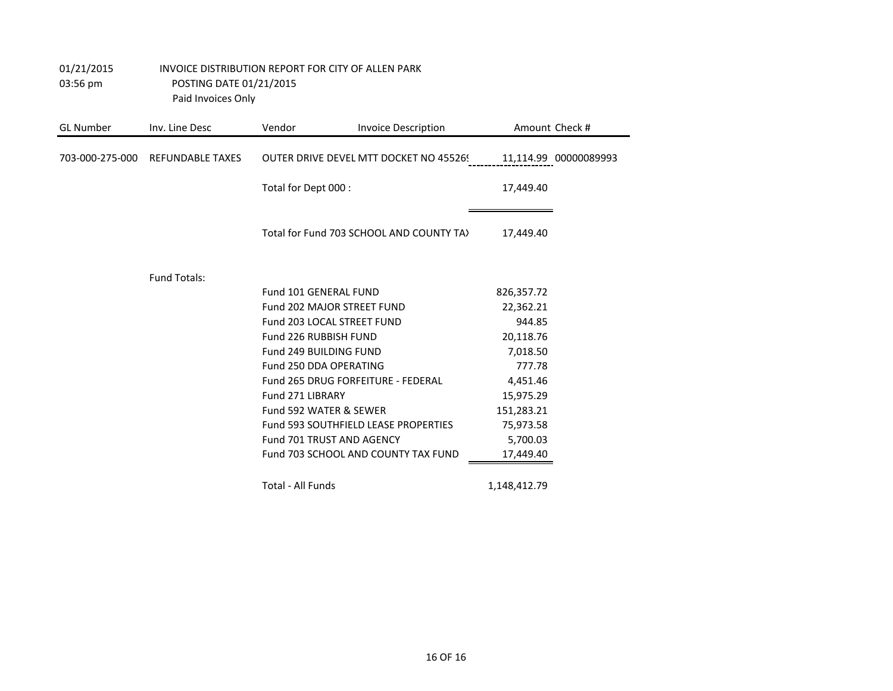01/21/2015 INVOICE DISTRIBUTION REPORT FOR CITY OF ALLEN PARK
03:56 pm POSTING DATE 01/21/2015
Paid Invoices Only

| GL Number | Inv. Line Desc | Vendor | Invoice Description | Amount | Check # |
|---|---|---|---|---|---|
| 703-000-275-000 | REFUNDABLE TAXES | OUTER DRIVE DEVEL | MTT DOCKET NO 45526( | 11,114.99 | 00000089993 |
| | | Total for Dept 000 : | | 17,449.40 | |
| | | Total for Fund 703 SCHOOL AND COUNTY TA) | | 17,449.40 | |
| | Fund Totals: | | | | |
| | | Fund 101 GENERAL FUND | | 826,357.72 | |
| | | Fund 202 MAJOR STREET FUND | | 22,362.21 | |
| | | Fund 203 LOCAL STREET FUND | | 944.85 | |
| | | Fund 226 RUBBISH FUND | | 20,118.76 | |
| | | Fund 249 BUILDING FUND | | 7,018.50 | |
| | | Fund 250 DDA OPERATING | | 777.78 | |
| | | Fund 265 DRUG FORFEITURE - FEDERAL | | 4,451.46 | |
| | | Fund 271 LIBRARY | | 15,975.29 | |
| | | Fund 592 WATER & SEWER | | 151,283.21 | |
| | | Fund 593 SOUTHFIELD LEASE PROPERTIES | | 75,973.58 | |
| | | Fund 701 TRUST AND AGENCY | | 5,700.03 | |
| | | Fund 703 SCHOOL AND COUNTY TAX FUND | | 17,449.40 | |
| | | Total - All Funds | | 1,148,412.79 | |